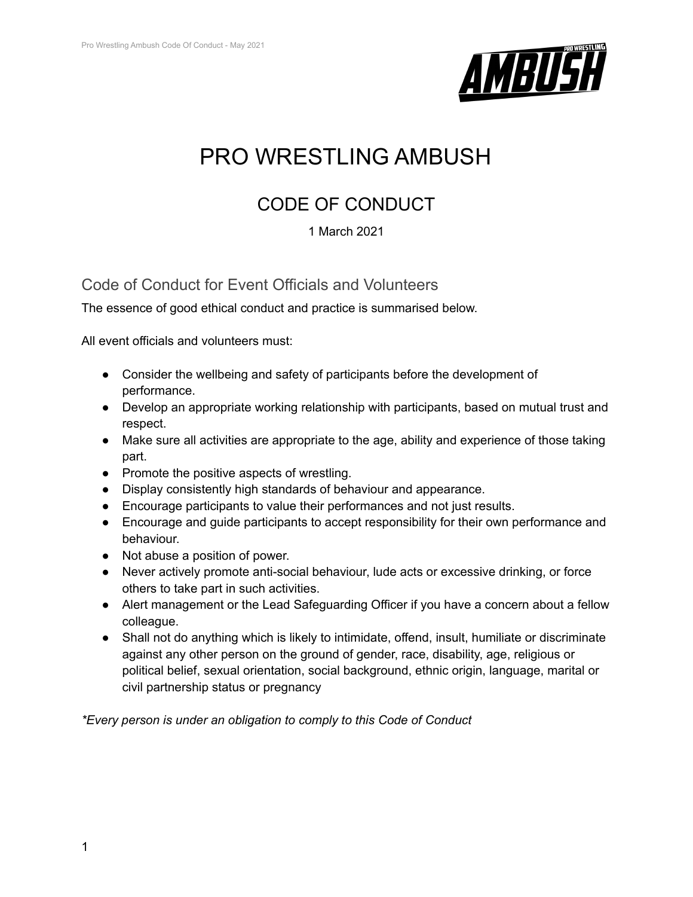# PRO WRESTLING AMBUSH

## CODE OF CONDUCT

1 March 2021

### Code of Conduct for Event Officials and Volunteers

The essence of good ethical conduct and practice is summarised below.

All event officials and volunteers must:

- Consider the wellbeing and safety of participants before the development of performance.
- Develop an appropriate working relationship with participants, based on mutual trust and respect.
- Make sure all activities are appropriate to the age, ability and experience of those taking part.
- Promote the positive aspects of wrestling.
- Display consistently high standards of behaviour and appearance.
- Encourage participants to value their performances and not just results.
- Encourage and guide participants to accept responsibility for their own performance and behaviour.
- Not abuse a position of power.
- Never actively promote anti-social behaviour, lude acts or excessive drinking, or force others to take part in such activities.
- Alert management or the Lead Safeguarding Officer if you have a concern about a fellow colleague.
- Shall not do anything which is likely to intimidate, offend, insult, humiliate or discriminate against any other person on the ground of gender, race, disability, age, religious or political belief, sexual orientation, social background, ethnic origin, language, marital or civil partnership status or pregnancy

*\*Every person is under an obligation to comply to this Code of Conduct*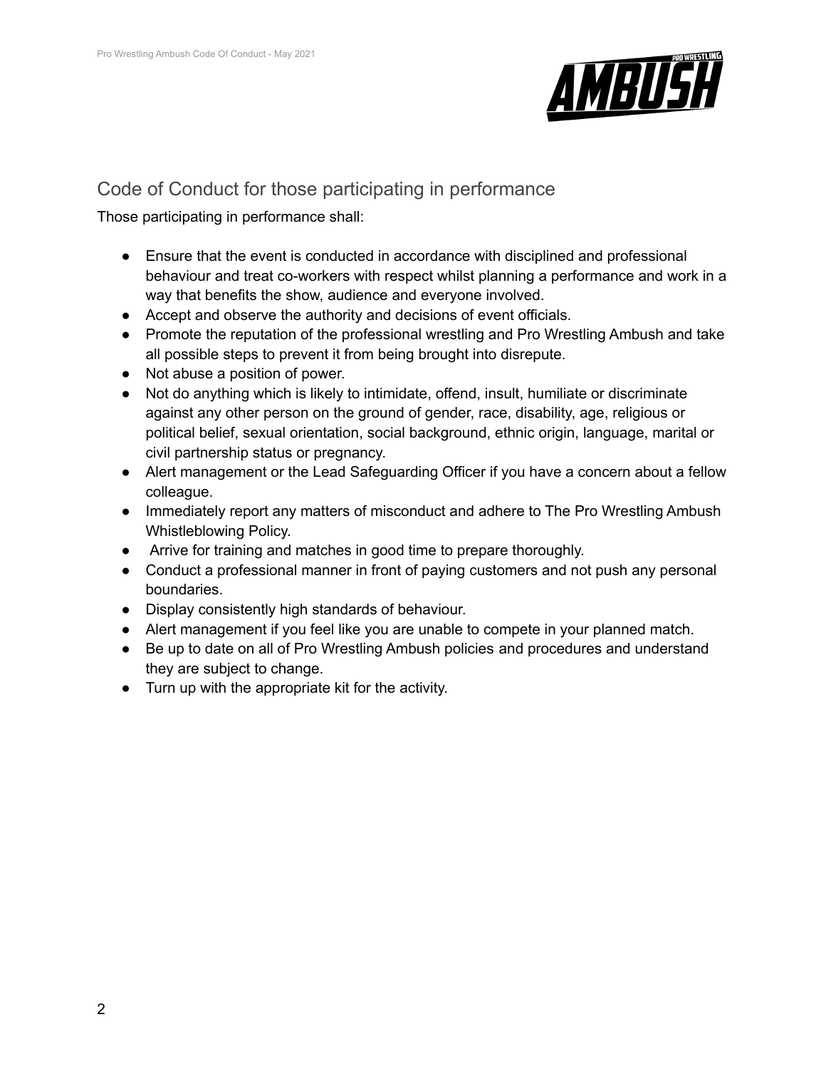## Code of Conduct for those participating in performance

Those participating in performance shall:

- Ensure that the event is conducted in accordance with disciplined and professional behaviour and treat co-workers with respect whilst planning a performance and work in a way that benefits the show, audience and everyone involved.
- Accept and observe the authority and decisions of event officials.
- Promote the reputation of the professional wrestling and Pro Wrestling Ambush and take all possible steps to prevent it from being brought into disrepute.
- Not abuse a position of power.
- Not do anything which is likely to intimidate, offend, insult, humiliate or discriminate against any other person on the ground of gender, race, disability, age, religious or political belief, sexual orientation, social background, ethnic origin, language, marital or civil partnership status or pregnancy.
- Alert management or the Lead Safeguarding Officer if you have a concern about a fellow colleague.
- Immediately report any matters of misconduct and adhere to The Pro Wrestling Ambush Whistleblowing Policy.
- Arrive for training and matches in good time to prepare thoroughly.
- Conduct a professional manner in front of paying customers and not push any personal boundaries.
- Display consistently high standards of behaviour.
- Alert management if you feel like you are unable to compete in your planned match.
- Be up to date on all of Pro Wrestling Ambush policies and procedures and understand they are subject to change.
- Turn up with the appropriate kit for the activity.